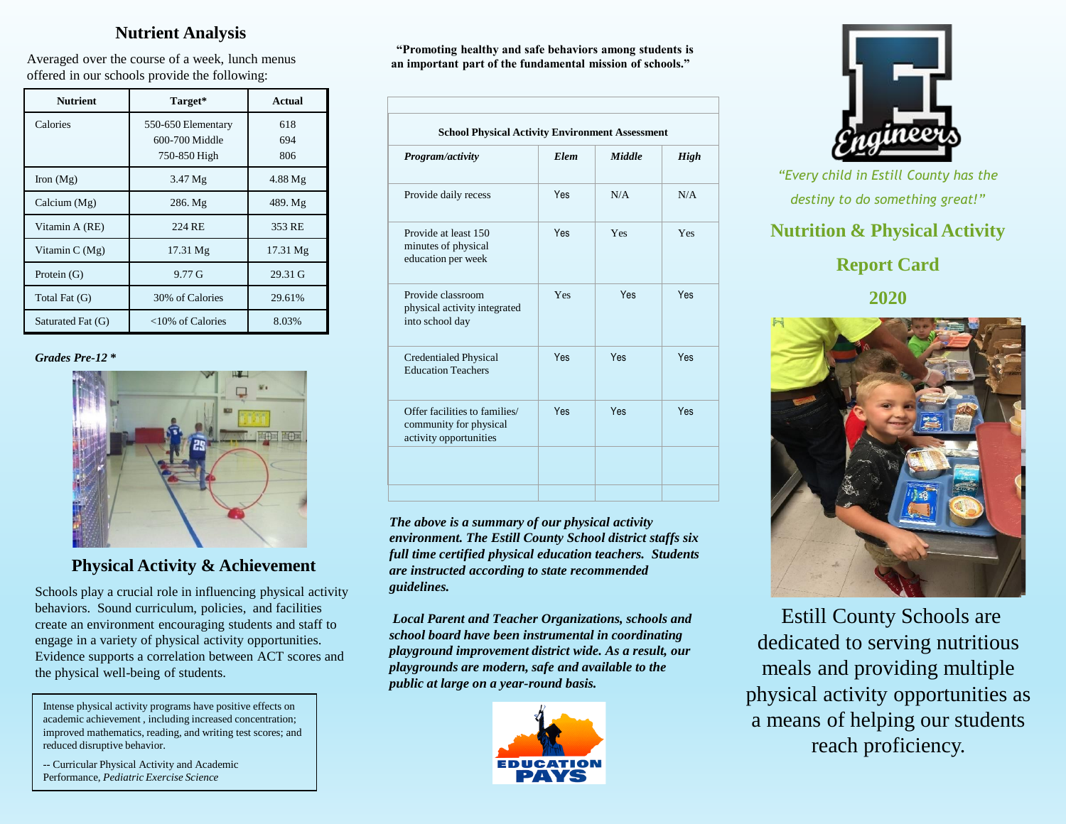## Nutrient Analysis

Averaged over the course of a week, lunch menus offered in our schools provide the following:

| Nutrient | Target* | Actual |
|---|---|---|
| Calories | 550-650 Elementary<br>600-700 Middle<br>750-850 High | 618<br>694<br>806 |
| Iron (Mg) | 3.47 Mg | 4.88 Mg |
| Calcium (Mg) | 286. Mg | 489. Mg |
| Vitamin A (RE) | 224 RE | 353 RE |
| Vitamin C (Mg) | 17.31 Mg | 17.31 Mg |
| Protein (G) | 9.77 G | 29.31 G |
| Total Fat (G) | 30% of Calories | 29.61% |
| Saturated Fat (G) | <10% of Calories | 8.03% |

*Grades Pre-12 **

## Physical Activity & Achievement

Schools play a crucial role in influencing physical activity behaviors. Sound curriculum, policies, and facilities create an environment encouraging students and staff to engage in a variety of physical activity opportunities. Evidence supports a correlation between ACT scores and the physical well-being of students.

> Intense physical activity programs have positive effects on academic achievement , including increased concentration; improved mathematics, reading, and writing test scores; and reduced disruptive behavior.
>
> -- Curricular Physical Activity and Academic Performance, *Pediatric Exercise Science*

**"Promoting healthy and safe behaviors among students is an important part of the fundamental mission of schools."**

**School Physical Activity Environment Assessment**

| *Program/activity* | *Elem* | *Middle* | *High* |
|---|---|---|---|
| Provide daily recess | Yes | N/A | N/A |
| Provide at least 150 minutes of physical education per week | Yes | Yes | Yes |
| Provide classroom physical activity integrated into school day | Yes | Yes | Yes |
| Credentialed Physical Education Teachers | Yes | Yes | Yes |
| Offer facilities to families/ community for physical activity opportunities | Yes | Yes | Yes |

***The above is a summary of our physical activity environment. The Estill County School district staffs six full time certified physical education teachers. Students are instructed according to state recommended guidelines.***

***Local Parent and Teacher Organizations, schools and school board have been instrumental in coordinating playground improvement district wide. As a result, our playgrounds are modern, safe and available to the public at large on a year-round basis.***

EDUCATION PAYS

Engineers

*"Every child in Estill County has the destiny to do something great!"*

## Nutrition & Physical Activity

## Report Card

## 2020

Estill County Schools are dedicated to serving nutritious meals and providing multiple physical activity opportunities as a means of helping our students reach proficiency.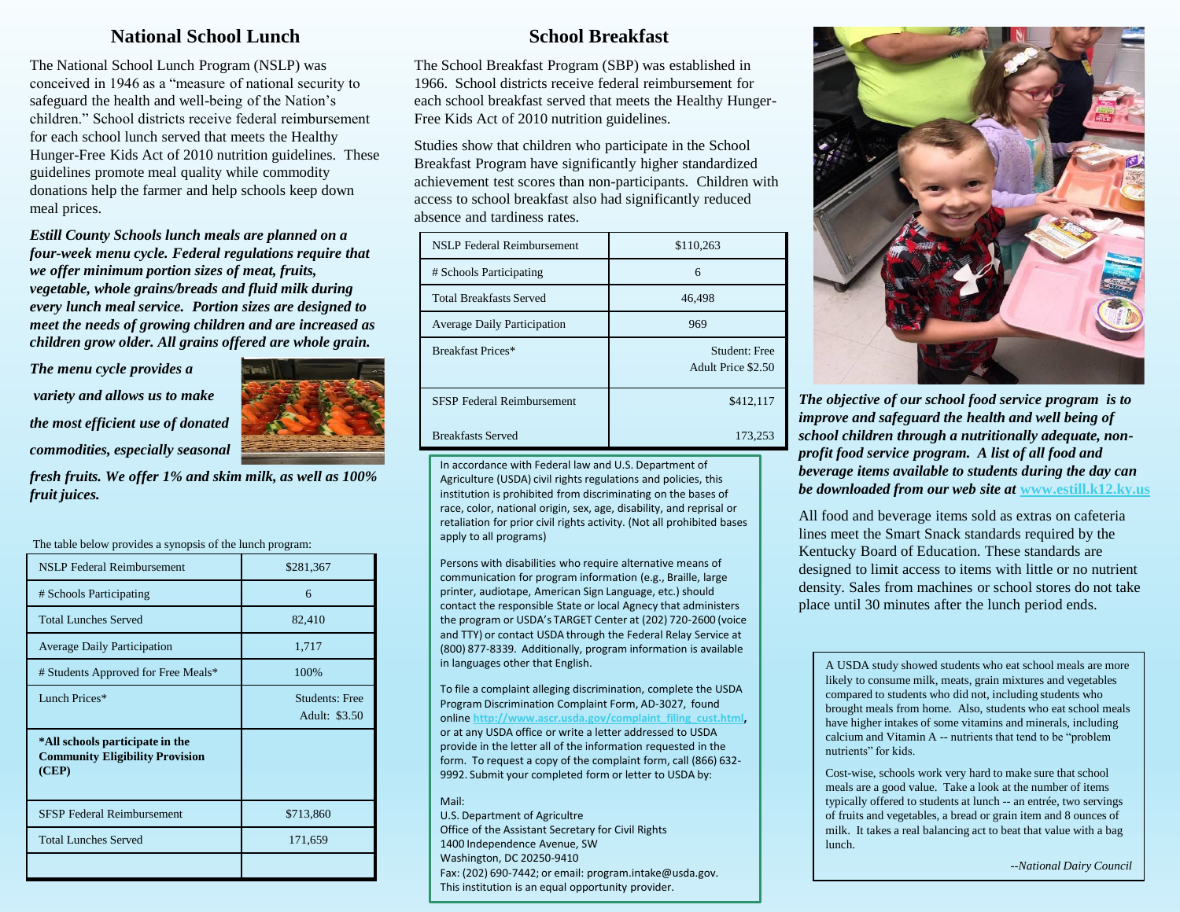## National School Lunch

The National School Lunch Program (NSLP) was conceived in 1946 as a "measure of national security to safeguard the health and well-being of the Nation's children." School districts receive federal reimbursement for each school lunch served that meets the Healthy Hunger-Free Kids Act of 2010 nutrition guidelines. These guidelines promote meal quality while commodity donations help the farmer and help schools keep down meal prices.

***Estill County Schools lunch meals are planned on a four-week menu cycle. Federal regulations require that we offer minimum portion sizes of meat, fruits, vegetable, whole grains/breads and fluid milk during every lunch meal service. Portion sizes are designed to meet the needs of growing children and are increased as children grow older. All grains offered are whole grain.***

***The menu cycle provides a variety and allows us to make the most efficient use of donated commodities, especially seasonal fresh fruits. We offer 1% and skim milk, as well as 100% fruit juices.***

The table below provides a synopsis of the lunch program:

| | |
|---|---|
| NSLP Federal Reimbursement | $281,367 |
| # Schools Participating | 6 |
| Total Lunches Served | 82,410 |
| Average Daily Participation | 1,717 |
| # Students Approved for Free Meals* | 100% |
| Lunch Prices* | Students: Free<br>Adult: $3.50 |
| **\*All schools participate in the Community Eligibility Provision (CEP)** | |
| SFSP Federal Reimbursement | $713,860 |
| Total Lunches Served | 171,659 |
| | |

## School Breakfast

The School Breakfast Program (SBP) was established in 1966. School districts receive federal reimbursement for each school breakfast served that meets the Healthy Hunger-Free Kids Act of 2010 nutrition guidelines.

Studies show that children who participate in the School Breakfast Program have significantly higher standardized achievement test scores than non-participants. Children with access to school breakfast also had significantly reduced absence and tardiness rates.

| | |
|---|---|
| NSLP Federal Reimbursement | $110,263 |
| # Schools Participating | 6 |
| Total Breakfasts Served | 46,498 |
| Average Daily Participation | 969 |
| Breakfast Prices* | Student: Free<br>Adult Price $2.50 |
| SFSP Federal Reimbursement | $412,117 |
| Breakfasts Served | 173,253 |

In accordance with Federal law and U.S. Department of Agriculture (USDA) civil rights regulations and policies, this institution is prohibited from discriminating on the bases of race, color, national origin, sex, age, disability, and reprisal or retaliation for prior civil rights activity. (Not all prohibited bases apply to all programs)

Persons with disabilities who require alternative means of communication for program information (e.g., Braille, large printer, audiotape, American Sign Language, etc.) should contact the responsible State or local Agnecy that administers the program or USDA's TARGET Center at (202) 720-2600 (voice and TTY) or contact USDA through the Federal Relay Service at (800) 877-8339. Additionally, program information is available in languages other that English.

To file a complaint alleging discrimination, complete the USDA Program Discrimination Complaint Form, AD-3027, found online http://www.ascr.usda.gov/complaint_filing_cust.html, or at any USDA office or write a letter addressed to USDA provide in the letter all of the information requested in the form. To request a copy of the complaint form, call (866) 632-9992. Submit your completed form or letter to USDA by:

Mail:
U.S. Department of Agricultre
Office of the Assistant Secretary for Civil Rights
1400 Independence Avenue, SW
Washington, DC 20250-9410
Fax: (202) 690-7442; or email: program.intake@usda.gov.
This institution is an equal opportunity provider.

***The objective of our school food service program is to improve and safeguard the health and well being of school children through a nutritionally adequate, non-profit food service program. A list of all food and beverage items available to students during the day can be downloaded from our web site at www.estill.k12.ky.us***

All food and beverage items sold as extras on cafeteria lines meet the Smart Snack standards required by the Kentucky Board of Education. These standards are designed to limit access to items with little or no nutrient density. Sales from machines or school stores do not take place until 30 minutes after the lunch period ends.

A USDA study showed students who eat school meals are more likely to consume milk, meats, grain mixtures and vegetables compared to students who did not, including students who brought meals from home. Also, students who eat school meals have higher intakes of some vitamins and minerals, including calcium and Vitamin A -- nutrients that tend to be "problem nutrients" for kids.

Cost-wise, schools work very hard to make sure that school meals are a good value. Take a look at the number of items typically offered to students at lunch -- an entrée, two servings of fruits and vegetables, a bread or grain item and 8 ounces of milk. It takes a real balancing act to beat that value with a bag lunch.

*--National Dairy Council*